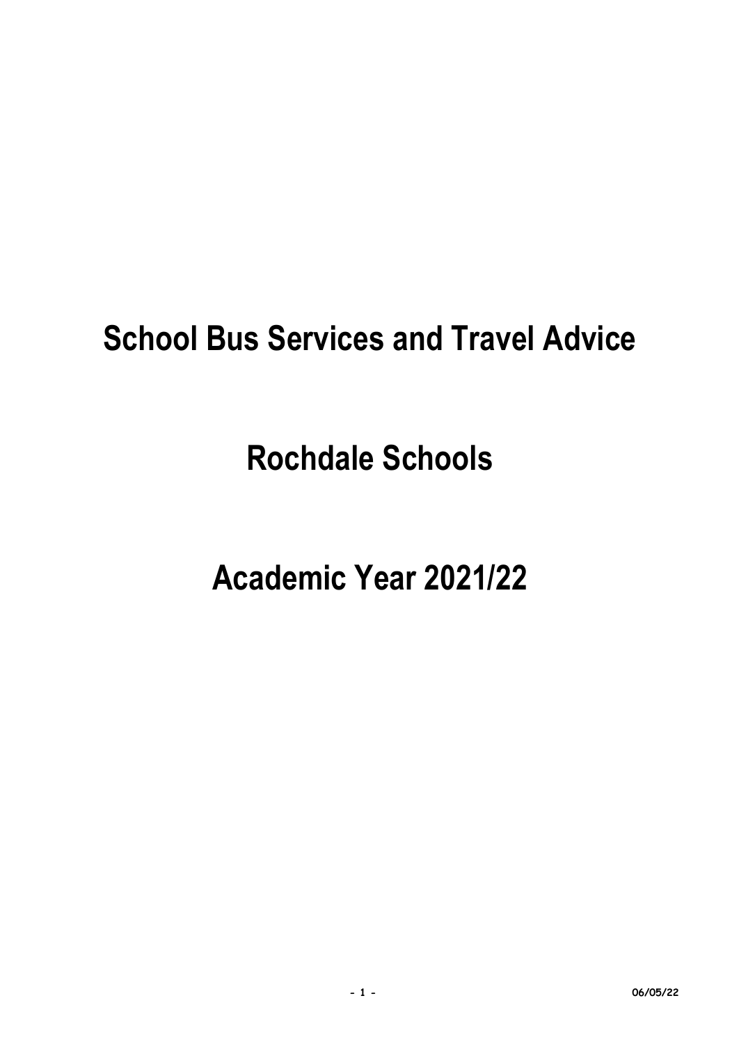# School Bus Services and Travel Advice

# Rochdale Schools

# Academic Year 2021/22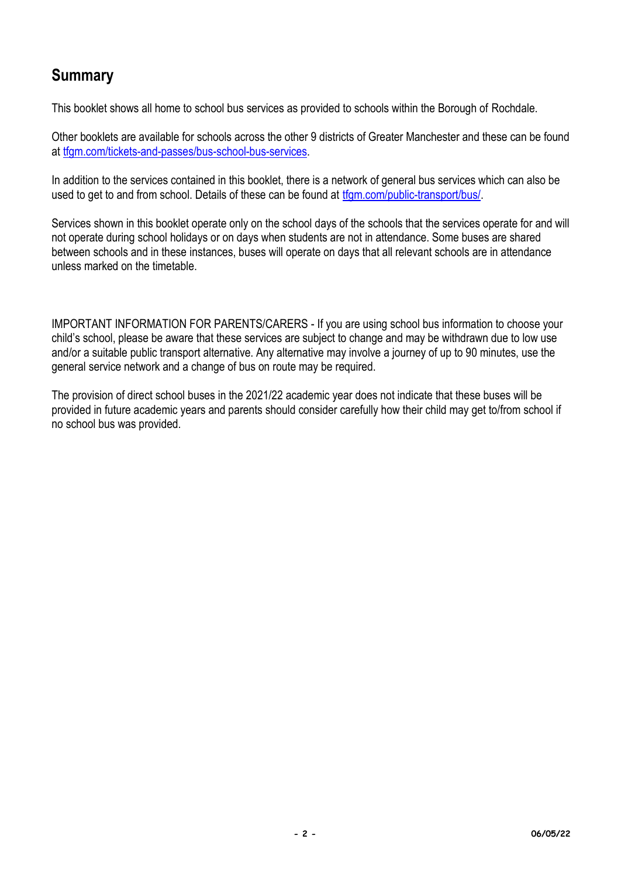## Summary

This booklet shows all home to school bus services as provided to schools within the Borough of Rochdale.

Other booklets are available for schools across the other 9 districts of Greater Manchester and these can be found at [tfgm.com/tickets-and-passes/bus-school-bus-services](tfgm.com/tickets-and-passes/bus-school-bus-services).

In addition to the services contained in this booklet, there is a network of general bus services which can also be used to get to and from school. Details of these can be found at [tfgm.com/public-transport/bus/](tfgm.com/public-transport/bus/).

Services shown in this booklet operate only on the school days of the schools that the services operate for and will not operate during school holidays or on days when students are not in attendance. Some buses are shared between schools and in these instances, buses will operate on days that all relevant schools are in attendance unless marked on the timetable.

IMPORTANT INFORMATION FOR PARENTS/CARERS - If you are using school bus information to choose your child's school, please be aware that these services are subject to change and may be withdrawn due to low use and/or a suitable public transport alternative. Any alternative may involve a journey of up to 90 minutes, use the general service network and a change of bus on route may be required.

The provision of direct school buses in the 2021/22 academic year does not indicate that these buses will be provided in future academic years and parents should consider carefully how their child may get to/from school if no school bus was provided.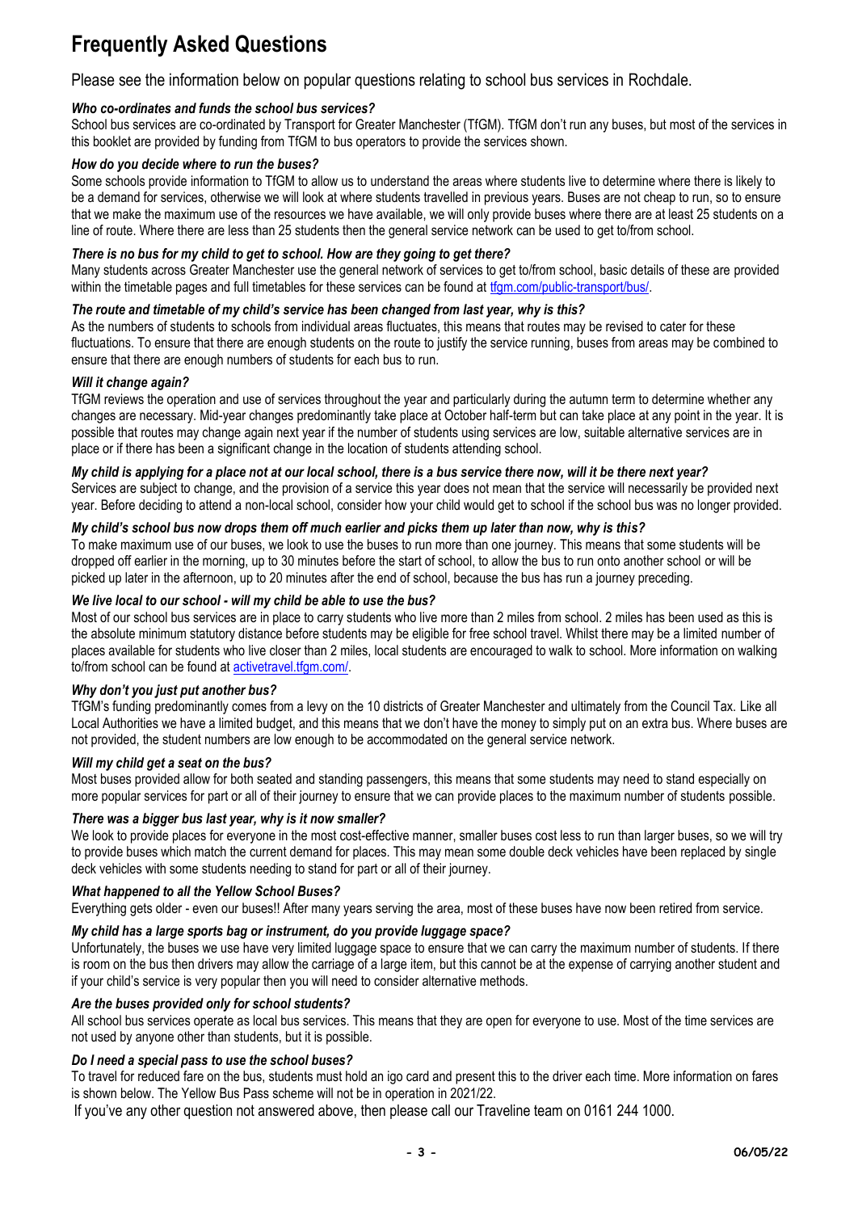# Frequently Asked Questions

Please see the information below on popular questions relating to school bus services in Rochdale.

***Who co-ordinates and funds the school bus services?***

School bus services are co-ordinated by Transport for Greater Manchester (TfGM). TfGM don't run any buses, but most of the services in this booklet are provided by funding from TfGM to bus operators to provide the services shown.

***How do you decide where to run the buses?***

Some schools provide information to TfGM to allow us to understand the areas where students live to determine where there is likely to be a demand for services, otherwise we will look at where students travelled in previous years. Buses are not cheap to run, so to ensure that we make the maximum use of the resources we have available, we will only provide buses where there are at least 25 students on a line of route. Where there are less than 25 students then the general service network can be used to get to/from school.

***There is no bus for my child to get to school. How are they going to get there?***

Many students across Greater Manchester use the general network of services to get to/from school, basic details of these are provided within the timetable pages and full timetables for these services can be found at [tfgm.com/public-transport/bus/](tfgm.com/public-transport/bus/).

***The route and timetable of my child's service has been changed from last year, why is this?***

As the numbers of students to schools from individual areas fluctuates, this means that routes may be revised to cater for these fluctuations. To ensure that there are enough students on the route to justify the service running, buses from areas may be combined to ensure that there are enough numbers of students for each bus to run.

***Will it change again?***

TfGM reviews the operation and use of services throughout the year and particularly during the autumn term to determine whether any changes are necessary. Mid-year changes predominantly take place at October half-term but can take place at any point in the year. It is possible that routes may change again next year if the number of students using services are low, suitable alternative services are in place or if there has been a significant change in the location of students attending school.

***My child is applying for a place not at our local school, there is a bus service there now, will it be there next year?***

Services are subject to change, and the provision of a service this year does not mean that the service will necessarily be provided next year. Before deciding to attend a non-local school, consider how your child would get to school if the school bus was no longer provided.

***My child's school bus now drops them off much earlier and picks them up later than now, why is this?***

To make maximum use of our buses, we look to use the buses to run more than one journey. This means that some students will be dropped off earlier in the morning, up to 30 minutes before the start of school, to allow the bus to run onto another school or will be picked up later in the afternoon, up to 20 minutes after the end of school, because the bus has run a journey preceding.

***We live local to our school - will my child be able to use the bus?***

Most of our school bus services are in place to carry students who live more than 2 miles from school. 2 miles has been used as this is the absolute minimum statutory distance before students may be eligible for free school travel. Whilst there may be a limited number of places available for students who live closer than 2 miles, local students are encouraged to walk to school. More information on walking to/from school can be found at [activetravel.tfgm.com/](activetravel.tfgm.com/).

***Why don't you just put another bus?***

TfGM's funding predominantly comes from a levy on the 10 districts of Greater Manchester and ultimately from the Council Tax. Like all Local Authorities we have a limited budget, and this means that we don't have the money to simply put on an extra bus. Where buses are not provided, the student numbers are low enough to be accommodated on the general service network.

***Will my child get a seat on the bus?***

Most buses provided allow for both seated and standing passengers, this means that some students may need to stand especially on more popular services for part or all of their journey to ensure that we can provide places to the maximum number of students possible.

***There was a bigger bus last year, why is it now smaller?***

We look to provide places for everyone in the most cost-effective manner, smaller buses cost less to run than larger buses, so we will try to provide buses which match the current demand for places. This may mean some double deck vehicles have been replaced by single deck vehicles with some students needing to stand for part or all of their journey.

***What happened to all the Yellow School Buses?***

Everything gets older - even our buses!! After many years serving the area, most of these buses have now been retired from service.

***My child has a large sports bag or instrument, do you provide luggage space?***

Unfortunately, the buses we use have very limited luggage space to ensure that we can carry the maximum number of students. If there is room on the bus then drivers may allow the carriage of a large item, but this cannot be at the expense of carrying another student and if your child's service is very popular then you will need to consider alternative methods.

***Are the buses provided only for school students?***

All school bus services operate as local bus services. This means that they are open for everyone to use. Most of the time services are not used by anyone other than students, but it is possible.

***Do I need a special pass to use the school buses?***

To travel for reduced fare on the bus, students must hold an igo card and present this to the driver each time. More information on fares is shown below. The Yellow Bus Pass scheme will not be in operation in 2021/22.

If you've any other question not answered above, then please call our Traveline team on 0161 244 1000.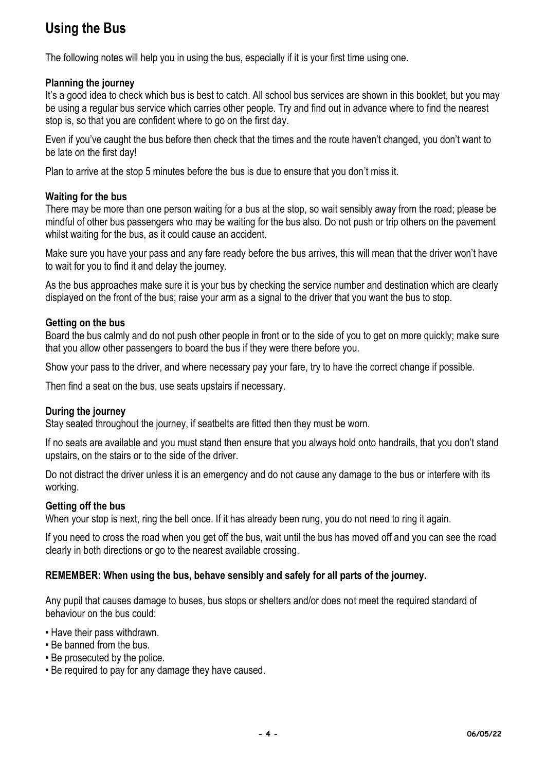# Using the Bus

The following notes will help you in using the bus, especially if it is your first time using one.

### Planning the journey

It's a good idea to check which bus is best to catch. All school bus services are shown in this booklet, but you may be using a regular bus service which carries other people. Try and find out in advance where to find the nearest stop is, so that you are confident where to go on the first day.

Even if you've caught the bus before then check that the times and the route haven't changed, you don't want to be late on the first day!

Plan to arrive at the stop 5 minutes before the bus is due to ensure that you don't miss it.

### Waiting for the bus

There may be more than one person waiting for a bus at the stop, so wait sensibly away from the road; please be mindful of other bus passengers who may be waiting for the bus also. Do not push or trip others on the pavement whilst waiting for the bus, as it could cause an accident.

Make sure you have your pass and any fare ready before the bus arrives, this will mean that the driver won't have to wait for you to find it and delay the journey.

As the bus approaches make sure it is your bus by checking the service number and destination which are clearly displayed on the front of the bus; raise your arm as a signal to the driver that you want the bus to stop.

### Getting on the bus

Board the bus calmly and do not push other people in front or to the side of you to get on more quickly; make sure that you allow other passengers to board the bus if they were there before you.

Show your pass to the driver, and where necessary pay your fare, try to have the correct change if possible.

Then find a seat on the bus, use seats upstairs if necessary.

### During the journey

Stay seated throughout the journey, if seatbelts are fitted then they must be worn.

If no seats are available and you must stand then ensure that you always hold onto handrails, that you don't stand upstairs, on the stairs or to the side of the driver.

Do not distract the driver unless it is an emergency and do not cause any damage to the bus or interfere with its working.

### Getting off the bus

When your stop is next, ring the bell once. If it has already been rung, you do not need to ring it again.

If you need to cross the road when you get off the bus, wait until the bus has moved off and you can see the road clearly in both directions or go to the nearest available crossing.

**REMEMBER: When using the bus, behave sensibly and safely for all parts of the journey.**

Any pupil that causes damage to buses, bus stops or shelters and/or does not meet the required standard of behaviour on the bus could:

- Have their pass withdrawn.
- Be banned from the bus.
- Be prosecuted by the police.
- Be required to pay for any damage they have caused.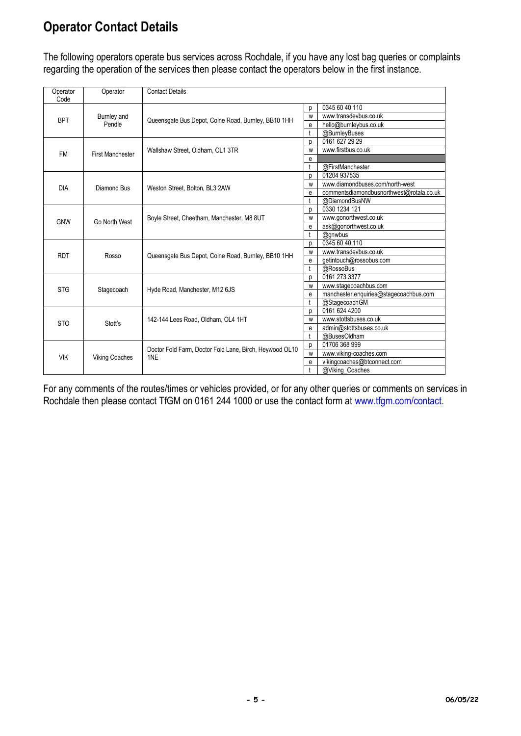# Operator Contact Details

The following operators operate bus services across Rochdale, if you have any lost bag queries or complaints regarding the operation of the services then please contact the operators below in the first instance.

| Operator Code | Operator | Contact Details | | |
|---|---|---|---|---|
| BPT | Burnley and Pendle | Queensgate Bus Depot, Colne Road, Burnley, BB10 1HH | p | 0345 60 40 110 |
| | | | w | www.transdevbus.co.uk |
| | | | e | hello@burnleybus.co.uk |
| | | | t | @BurnleyBuses |
| FM | First Manchester | Wallshaw Street, Oldham, OL1 3TR | p | 0161 627 29 29 |
| | | | w | www.firstbus.co.uk |
| | | | e | |
| | | | t | @FirstManchester |
| DIA | Diamond Bus | Weston Street, Bolton, BL3 2AW | p | 01204 937535 |
| | | | w | www.diamondbuses.com/north-west |
| | | | e | commentsdiamondbusnorthwest@rotala.co.uk |
| | | | t | @DiamondBusNW |
| GNW | Go North West | Boyle Street, Cheetham, Manchester, M8 8UT | p | 0330 1234 121 |
| | | | w | www.gonorthwest.co.uk |
| | | | e | ask@gonorthwest.co.uk |
| | | | t | @gnwbus |
| RDT | Rosso | Queensgate Bus Depot, Colne Road, Burnley, BB10 1HH | p | 0345 60 40 110 |
| | | | w | www.transdevbus.co.uk |
| | | | e | getintouch@rossobus.com |
| | | | t | @RossoBus |
| STG | Stagecoach | Hyde Road, Manchester, M12 6JS | p | 0161 273 3377 |
| | | | w | www.stagecoachbus.com |
| | | | e | manchester.enquiries@stagecoachbus.com |
| | | | t | @StagecoachGM |
| STO | Stott's | 142-144 Lees Road, Oldham, OL4 1HT | p | 0161 624 4200 |
| | | | w | www.stottsbuses.co.uk |
| | | | e | admin@stottsbuses.co.uk |
| | | | t | @BusesOldham |
| VIK | Viking Coaches | Doctor Fold Farm, Doctor Fold Lane, Birch, Heywood OL10 1NE | p | 01706 368 999 |
| | | | w | www.viking-coaches.com |
| | | | e | vikingcoaches@btconnect.com |
| | | | t | @Viking_Coaches |

For any comments of the routes/times or vehicles provided, or for any other queries or comments on services in Rochdale then please contact TfGM on 0161 244 1000 or use the contact form at www.tfgm.com/contact.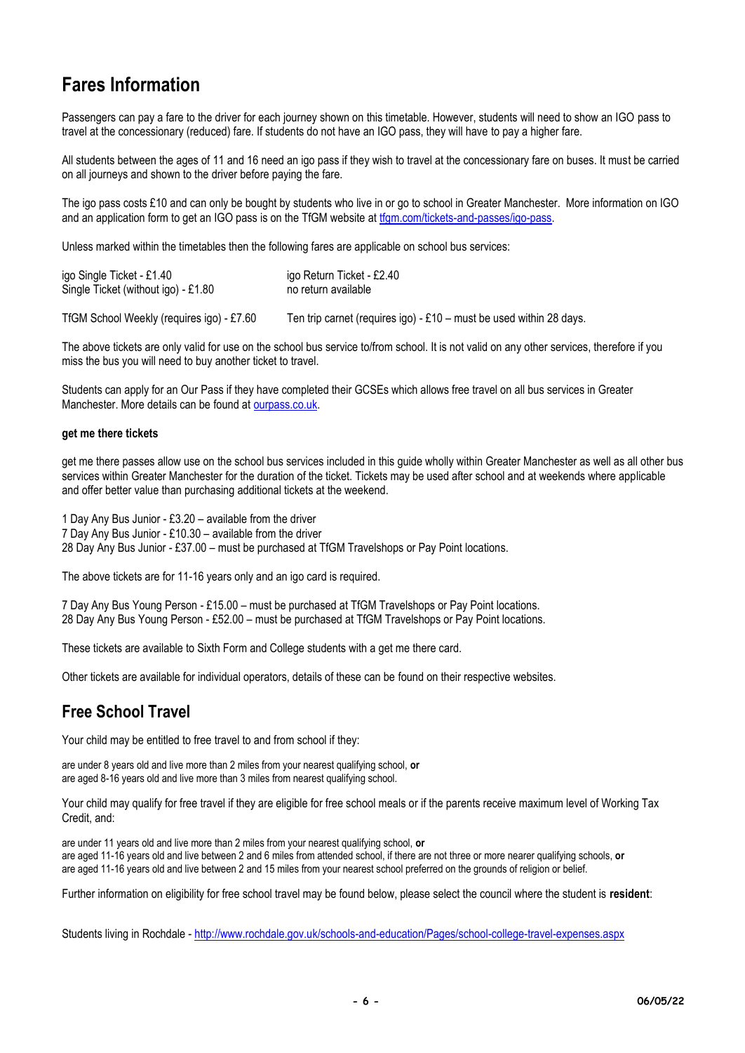# Fares Information

Passengers can pay a fare to the driver for each journey shown on this timetable. However, students will need to show an IGO pass to travel at the concessionary (reduced) fare. If students do not have an IGO pass, they will have to pay a higher fare.

All students between the ages of 11 and 16 need an igo pass if they wish to travel at the concessionary fare on buses. It must be carried on all journeys and shown to the driver before paying the fare.

The igo pass costs £10 and can only be bought by students who live in or go to school in Greater Manchester. More information on IGO and an application form to get an IGO pass is on the TfGM website at [tfgm.com/tickets-and-passes/igo-pass](tfgm.com/tickets-and-passes/igo-pass).

Unless marked within the timetables then the following fares are applicable on school bus services:

| | |
|---|---|
| igo Single Ticket - £1.40 | igo Return Ticket - £2.40 |
| Single Ticket (without igo) - £1.80 | no return available |
| TfGM School Weekly (requires igo) - £7.60 | Ten trip carnet (requires igo) - £10 – must be used within 28 days. |

The above tickets are only valid for use on the school bus service to/from school. It is not valid on any other services, therefore if you miss the bus you will need to buy another ticket to travel.

Students can apply for an Our Pass if they have completed their GCSEs which allows free travel on all bus services in Greater Manchester. More details can be found at [ourpass.co.uk](ourpass.co.uk).

**get me there tickets**

get me there passes allow use on the school bus services included in this guide wholly within Greater Manchester as well as all other bus services within Greater Manchester for the duration of the ticket. Tickets may be used after school and at weekends where applicable and offer better value than purchasing additional tickets at the weekend.

1 Day Any Bus Junior - £3.20 – available from the driver
7 Day Any Bus Junior - £10.30 – available from the driver
28 Day Any Bus Junior - £37.00 – must be purchased at TfGM Travelshops or Pay Point locations.

The above tickets are for 11-16 years only and an igo card is required.

7 Day Any Bus Young Person - £15.00 – must be purchased at TfGM Travelshops or Pay Point locations.
28 Day Any Bus Young Person - £52.00 – must be purchased at TfGM Travelshops or Pay Point locations.

These tickets are available to Sixth Form and College students with a get me there card.

Other tickets are available for individual operators, details of these can be found on their respective websites.

# Free School Travel

Your child may be entitled to free travel to and from school if they:

are under 8 years old and live more than 2 miles from your nearest qualifying school, **or**
are aged 8-16 years old and live more than 3 miles from nearest qualifying school.

Your child may qualify for free travel if they are eligible for free school meals or if the parents receive maximum level of Working Tax Credit, and:

are under 11 years old and live more than 2 miles from your nearest qualifying school, **or**
are aged 11-16 years old and live between 2 and 6 miles from attended school, if there are not three or more nearer qualifying schools, **or**
are aged 11-16 years old and live between 2 and 15 miles from your nearest school preferred on the grounds of religion or belief.

Further information on eligibility for free school travel may be found below, please select the council where the student is **resident**:

Students living in Rochdale - [http://www.rochdale.gov.uk/schools-and-education/Pages/school-college-travel-expenses.aspx](http://www.rochdale.gov.uk/schools-and-education/Pages/school-college-travel-expenses.aspx)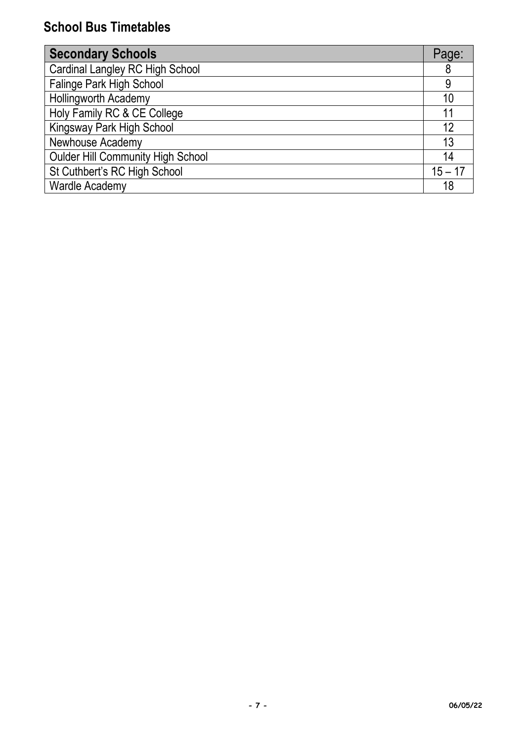## School Bus Timetables

| Secondary Schools | Page: |
|---|---|
| Cardinal Langley RC High School | 8 |
| Falinge Park High School | 9 |
| Hollingworth Academy | 10 |
| Holy Family RC & CE College | 11 |
| Kingsway Park High School | 12 |
| Newhouse Academy | 13 |
| Oulder Hill Community High School | 14 |
| St Cuthbert's RC High School | 15 – 17 |
| Wardle Academy | 18 |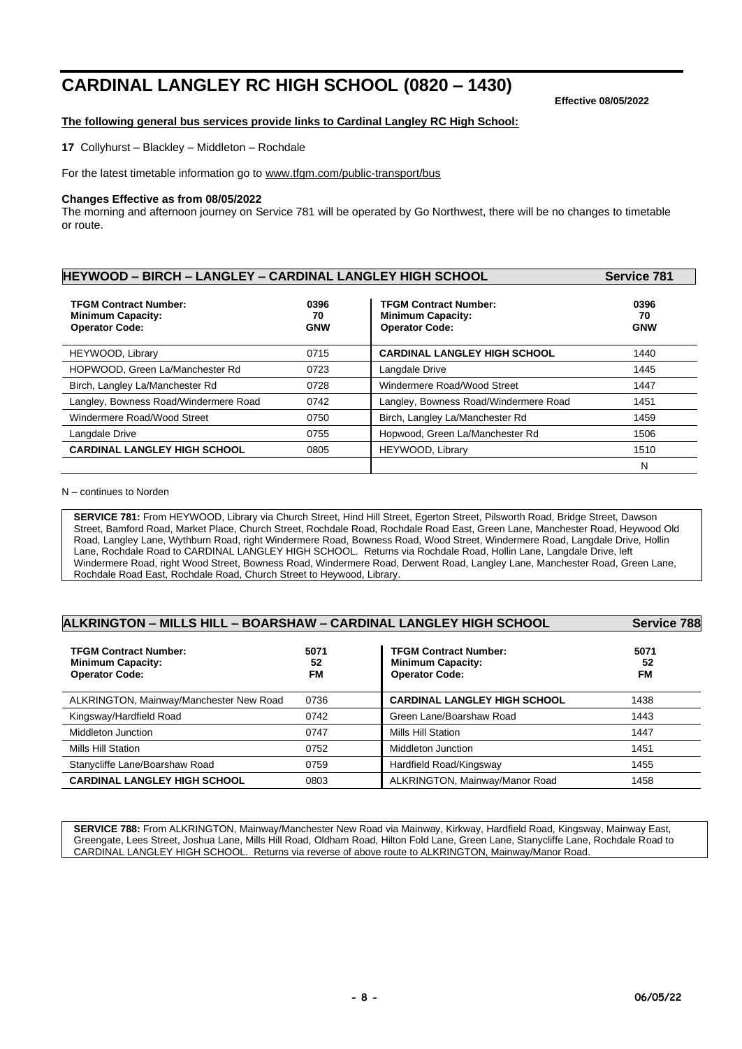# CARDINAL LANGLEY RC HIGH SCHOOL (0820 – 1430)

**Effective 08/05/2022**

**The following general bus services provide links to Cardinal Langley RC High School:**

**17** Collyhurst – Blackley – Middleton – Rochdale

For the latest timetable information go to www.tfgm.com/public-transport/bus

**Changes Effective as from 08/05/2022**

The morning and afternoon journey on Service 781 will be operated by Go Northwest, there will be no changes to timetable or route.

## HEYWOOD – BIRCH – LANGLEY – CARDINAL LANGLEY HIGH SCHOOL — Service 781

| **TFGM Contract Number:** | **0396** | **TFGM Contract Number:** | **0396** |
|---|---|---|---|
| **Minimum Capacity:** | **70** | **Minimum Capacity:** | **70** |
| **Operator Code:** | **GNW** | **Operator Code:** | **GNW** |
| HEYWOOD, Library | 0715 | **CARDINAL LANGLEY HIGH SCHOOL** | 1440 |
| HOPWOOD, Green La/Manchester Rd | 0723 | Langdale Drive | 1445 |
| Birch, Langley La/Manchester Rd | 0728 | Windermere Road/Wood Street | 1447 |
| Langley, Bowness Road/Windermere Road | 0742 | Langley, Bowness Road/Windermere Road | 1451 |
| Windermere Road/Wood Street | 0750 | Birch, Langley La/Manchester Rd | 1459 |
| Langdale Drive | 0755 | Hopwood, Green La/Manchester Rd | 1506 |
| **CARDINAL LANGLEY HIGH SCHOOL** | 0805 | HEYWOOD, Library | 1510 |
| | | | N |

N – continues to Norden

**SERVICE 781:** From HEYWOOD, Library via Church Street, Hind Hill Street, Egerton Street, Pilsworth Road, Bridge Street, Dawson Street, Bamford Road, Market Place, Church Street, Rochdale Road, Rochdale Road East, Green Lane, Manchester Road, Heywood Old Road, Langley Lane, Wythburn Road, right Windermere Road, Bowness Road, Wood Street, Windermere Road, Langdale Drive, Hollin Lane, Rochdale Road to CARDINAL LANGLEY HIGH SCHOOL. Returns via Rochdale Road, Hollin Lane, Langdale Drive, left Windermere Road, right Wood Street, Bowness Road, Windermere Road, Derwent Road, Langley Lane, Manchester Road, Green Lane, Rochdale Road East, Rochdale Road, Church Street to Heywood, Library.

## ALKRINGTON – MILLS HILL – BOARSHAW – CARDINAL LANGLEY HIGH SCHOOL — Service 788

| **TFGM Contract Number:** | **5071** | **TFGM Contract Number:** | **5071** |
|---|---|---|---|
| **Minimum Capacity:** | **52** | **Minimum Capacity:** | **52** |
| **Operator Code:** | **FM** | **Operator Code:** | **FM** |
| ALKRINGTON, Mainway/Manchester New Road | 0736 | **CARDINAL LANGLEY HIGH SCHOOL** | 1438 |
| Kingsway/Hardfield Road | 0742 | Green Lane/Boarshaw Road | 1443 |
| Middleton Junction | 0747 | Mills Hill Station | 1447 |
| Mills Hill Station | 0752 | Middleton Junction | 1451 |
| Stanycliffe Lane/Boarshaw Road | 0759 | Hardfield Road/Kingsway | 1455 |
| **CARDINAL LANGLEY HIGH SCHOOL** | 0803 | ALKRINGTON, Mainway/Manor Road | 1458 |

**SERVICE 788:** From ALKRINGTON, Mainway/Manchester New Road via Mainway, Kirkway, Hardfield Road, Kingsway, Mainway East, Greengate, Lees Street, Joshua Lane, Mills Hill Road, Oldham Road, Hilton Fold Lane, Green Lane, Stanycliffe Lane, Rochdale Road to CARDINAL LANGLEY HIGH SCHOOL. Returns via reverse of above route to ALKRINGTON, Mainway/Manor Road.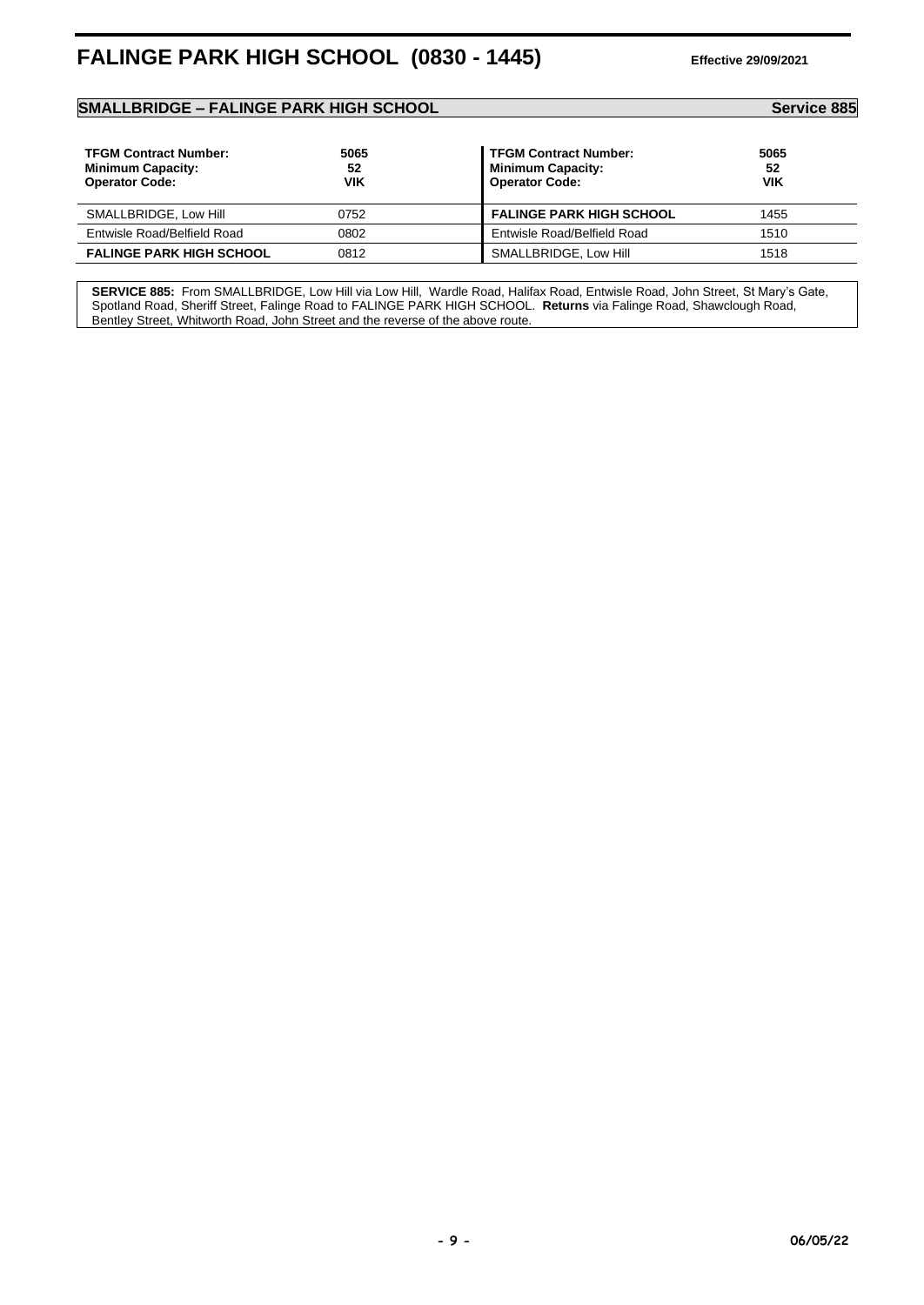# FALINGE PARK HIGH SCHOOL (0830 - 1445)

**Effective 29/09/2021**

## SMALLBRIDGE – FALINGE PARK HIGH SCHOOL

**Service 885**

| **TFGM Contract Number:**<br>**Minimum Capacity:**<br>**Operator Code:** | **5065**<br>**52**<br>**VIK** | **TFGM Contract Number:**<br>**Minimum Capacity:**<br>**Operator Code:** | **5065**<br>**52**<br>**VIK** |
|---|---|---|---|
| SMALLBRIDGE, Low Hill | 0752 | **FALINGE PARK HIGH SCHOOL** | 1455 |
| Entwisle Road/Belfield Road | 0802 | Entwisle Road/Belfield Road | 1510 |
| **FALINGE PARK HIGH SCHOOL** | 0812 | SMALLBRIDGE, Low Hill | 1518 |

**SERVICE 885:** From SMALLBRIDGE, Low Hill via Low Hill, Wardle Road, Halifax Road, Entwisle Road, John Street, St Mary's Gate, Spotland Road, Sheriff Street, Falinge Road to FALINGE PARK HIGH SCHOOL. **Returns** via Falinge Road, Shawclough Road, Bentley Street, Whitworth Road, John Street and the reverse of the above route.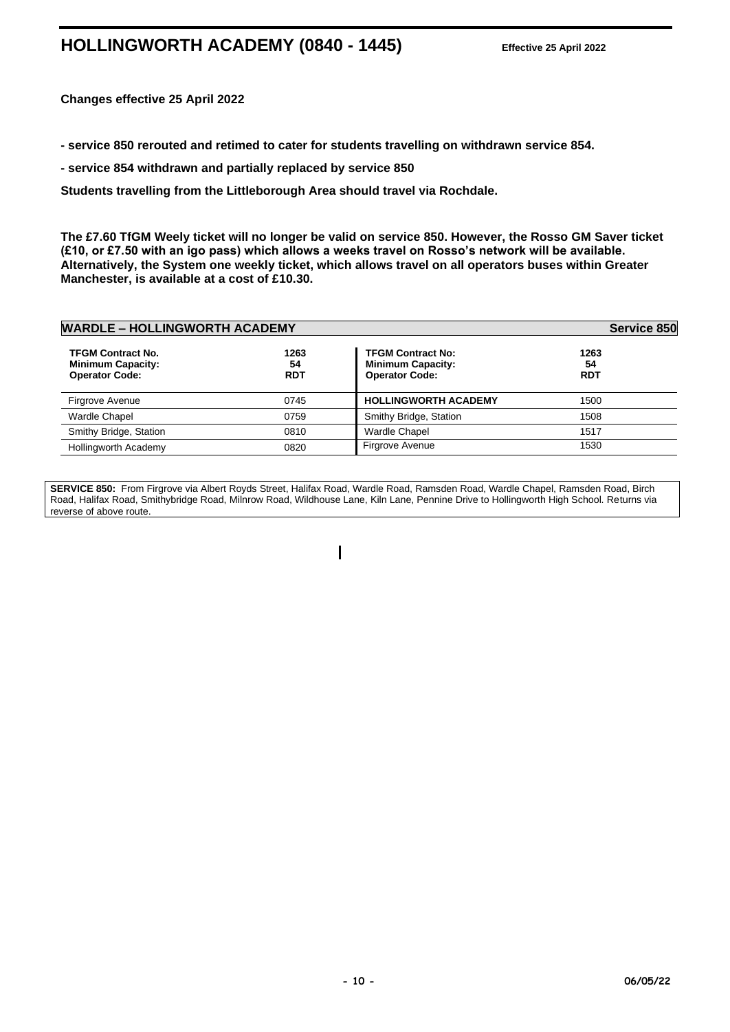# HOLLINGWORTH ACADEMY (0840 - 1445)

**Effective 25 April 2022**

**Changes effective 25 April 2022**

**- service 850 rerouted and retimed to cater for students travelling on withdrawn service 854.**

**- service 854 withdrawn and partially replaced by service 850**

**Students travelling from the Littleborough Area should travel via Rochdale.**

**The £7.60 TfGM Weely ticket will no longer be valid on service 850. However, the Rosso GM Saver ticket (£10, or £7.50 with an igo pass) which allows a weeks travel on Rosso's network will be available. Alternatively, the System one weekly ticket, which allows travel on all operators buses within Greater Manchester, is available at a cost of £10.30.**

## WARDLE – HOLLINGWORTH ACADEMY — Service 850

| **TFGM Contract No.**<br>**Minimum Capacity:**<br>**Operator Code:** | **1263**<br>**54**<br>**RDT** | **TFGM Contract No:**<br>**Minimum Capacity:**<br>**Operator Code:** | **1263**<br>**54**<br>**RDT** |
|---|---|---|---|
| Firgrove Avenue | 0745 | **HOLLINGWORTH ACADEMY** | 1500 |
| Wardle Chapel | 0759 | Smithy Bridge, Station | 1508 |
| Smithy Bridge, Station | 0810 | Wardle Chapel | 1517 |
| Hollingworth Academy | 0820 | Firgrove Avenue | 1530 |

**SERVICE 850:** From Firgrove via Albert Royds Street, Halifax Road, Wardle Road, Ramsden Road, Wardle Chapel, Ramsden Road, Birch Road, Halifax Road, Smithybridge Road, Milnrow Road, Wildhouse Lane, Kiln Lane, Pennine Drive to Hollingworth High School. Returns via reverse of above route.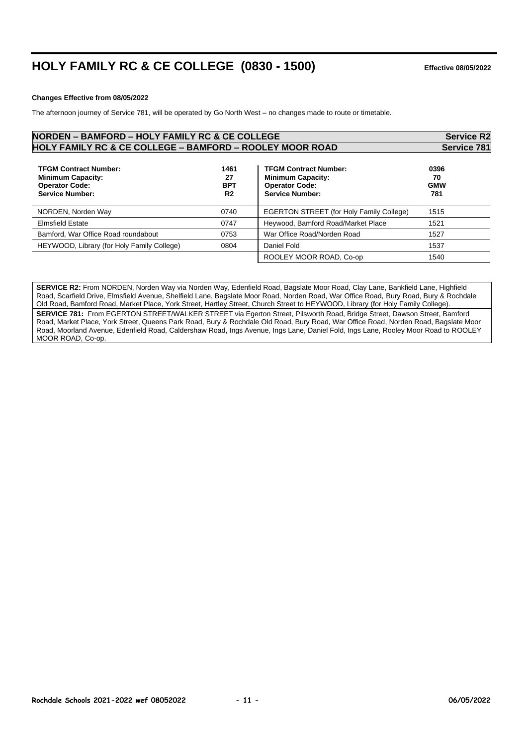# HOLY FAMILY RC & CE COLLEGE (0830 - 1500)

**Effective 08/05/2022**

**Changes Effective from 08/05/2022**

The afternoon journey of Service 781, will be operated by Go North West – no changes made to route or timetable.

## NORDEN – BAMFORD – HOLY FAMILY RC & CE COLLEGE — Service R2
## HOLY FAMILY RC & CE COLLEGE – BAMFORD – ROOLEY MOOR ROAD — Service 781

| **TFGM Contract Number:** | **1461** |
|---|---|
| **Minimum Capacity:** | **27** |
| **Operator Code:** | **BPT** |
| **Service Number:** | **R2** |
| NORDEN, Norden Way | 0740 |
| Elmsfield Estate | 0747 |
| Bamford, War Office Road roundabout | 0753 |
| HEYWOOD, Library (for Holy Family College) | 0804 |

| **TFGM Contract Number:** | **0396** |
|---|---|
| **Minimum Capacity:** | **70** |
| **Operator Code:** | **GMW** |
| **Service Number:** | **781** |
| EGERTON STREET (for Holy Family College) | 1515 |
| Heywood, Bamford Road/Market Place | 1521 |
| War Office Road/Norden Road | 1527 |
| Daniel Fold | 1537 |
| ROOLEY MOOR ROAD, Co-op | 1540 |

**SERVICE R2:** From NORDEN, Norden Way via Norden Way, Edenfield Road, Bagslate Moor Road, Clay Lane, Bankfield Lane, Highfield Road, Scarfield Drive, Elmsfield Avenue, Shelfield Lane, Bagslate Moor Road, Norden Road, War Office Road, Bury Road, Bury & Rochdale Old Road, Bamford Road, Market Place, York Street, Hartley Street, Church Street to HEYWOOD, Library (for Holy Family College).

**SERVICE 781:** From EGERTON STREET/WALKER STREET via Egerton Street, Pilsworth Road, Bridge Street, Dawson Street, Bamford Road, Market Place, York Street, Queens Park Road, Bury & Rochdale Old Road, Bury Road, War Office Road, Norden Road, Bagslate Moor Road, Moorland Avenue, Edenfield Road, Caldershaw Road, Ings Avenue, Ings Lane, Daniel Fold, Ings Lane, Rooley Moor Road to ROOLEY MOOR ROAD, Co-op.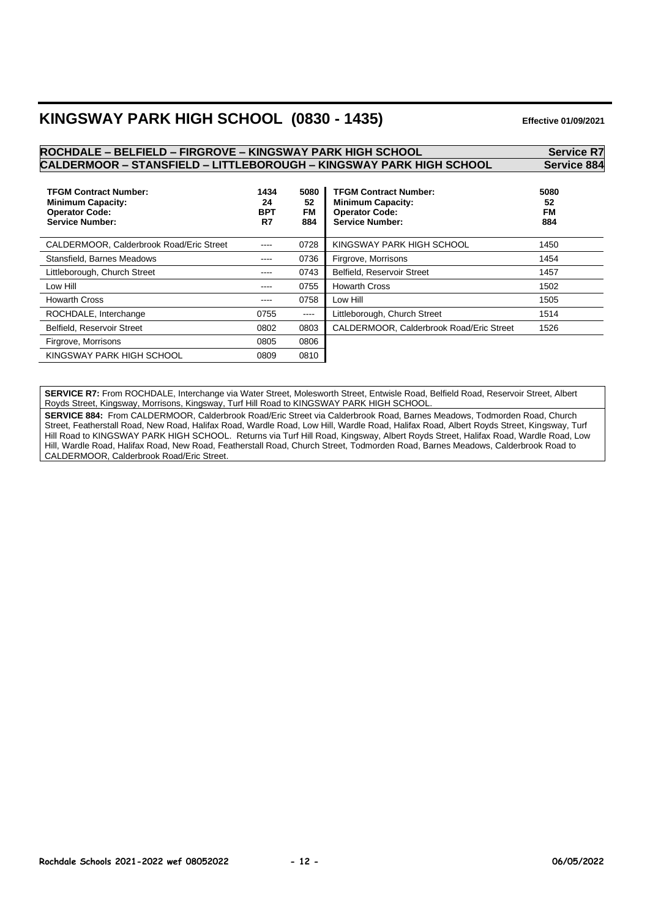# KINGSWAY PARK HIGH SCHOOL (0830 - 1435)

**Effective 01/09/2021**

## ROCHDALE – BELFIELD – FIRGROVE – KINGSWAY PARK HIGH SCHOOL — Service R7
## CALDERMOOR – STANSFIELD – LITTLEBOROUGH – KINGSWAY PARK HIGH SCHOOL — Service 884

| **TFGM Contract Number:** | **1434** | **5080** |
|---|---|---|
| **Minimum Capacity:** | **24** | **52** |
| **Operator Code:** | **BPT** | **FM** |
| **Service Number:** | **R7** | **884** |
| CALDERMOOR, Calderbrook Road/Eric Street | ---- | 0728 |
| Stansfield, Barnes Meadows | ---- | 0736 |
| Littleborough, Church Street | ---- | 0743 |
| Low Hill | ---- | 0755 |
| Howarth Cross | ---- | 0758 |
| ROCHDALE, Interchange | 0755 | ---- |
| Belfield, Reservoir Street | 0802 | 0803 |
| Firgrove, Morrisons | 0805 | 0806 |
| KINGSWAY PARK HIGH SCHOOL | 0809 | 0810 |

| **TFGM Contract Number:** | **5080** |
|---|---|
| **Minimum Capacity:** | **52** |
| **Operator Code:** | **FM** |
| **Service Number:** | **884** |
| KINGSWAY PARK HIGH SCHOOL | 1450 |
| Firgrove, Morrisons | 1454 |
| Belfield, Reservoir Street | 1457 |
| Howarth Cross | 1502 |
| Low Hill | 1505 |
| Littleborough, Church Street | 1514 |
| CALDERMOOR, Calderbrook Road/Eric Street | 1526 |

**SERVICE R7:** From ROCHDALE, Interchange via Water Street, Molesworth Street, Entwisle Road, Belfield Road, Reservoir Street, Albert Royds Street, Kingsway, Morrisons, Kingsway, Turf Hill Road to KINGSWAY PARK HIGH SCHOOL.

**SERVICE 884:** From CALDERMOOR, Calderbrook Road/Eric Street via Calderbrook Road, Barnes Meadows, Todmorden Road, Church Street, Featherstall Road, New Road, Halifax Road, Wardle Road, Low Hill, Wardle Road, Halifax Road, Albert Royds Street, Kingsway, Turf Hill Road to KINGSWAY PARK HIGH SCHOOL. Returns via Turf Hill Road, Kingsway, Albert Royds Street, Halifax Road, Wardle Road, Low Hill, Wardle Road, Halifax Road, New Road, Featherstall Road, Church Street, Todmorden Road, Barnes Meadows, Calderbrook Road to CALDERMOOR, Calderbrook Road/Eric Street.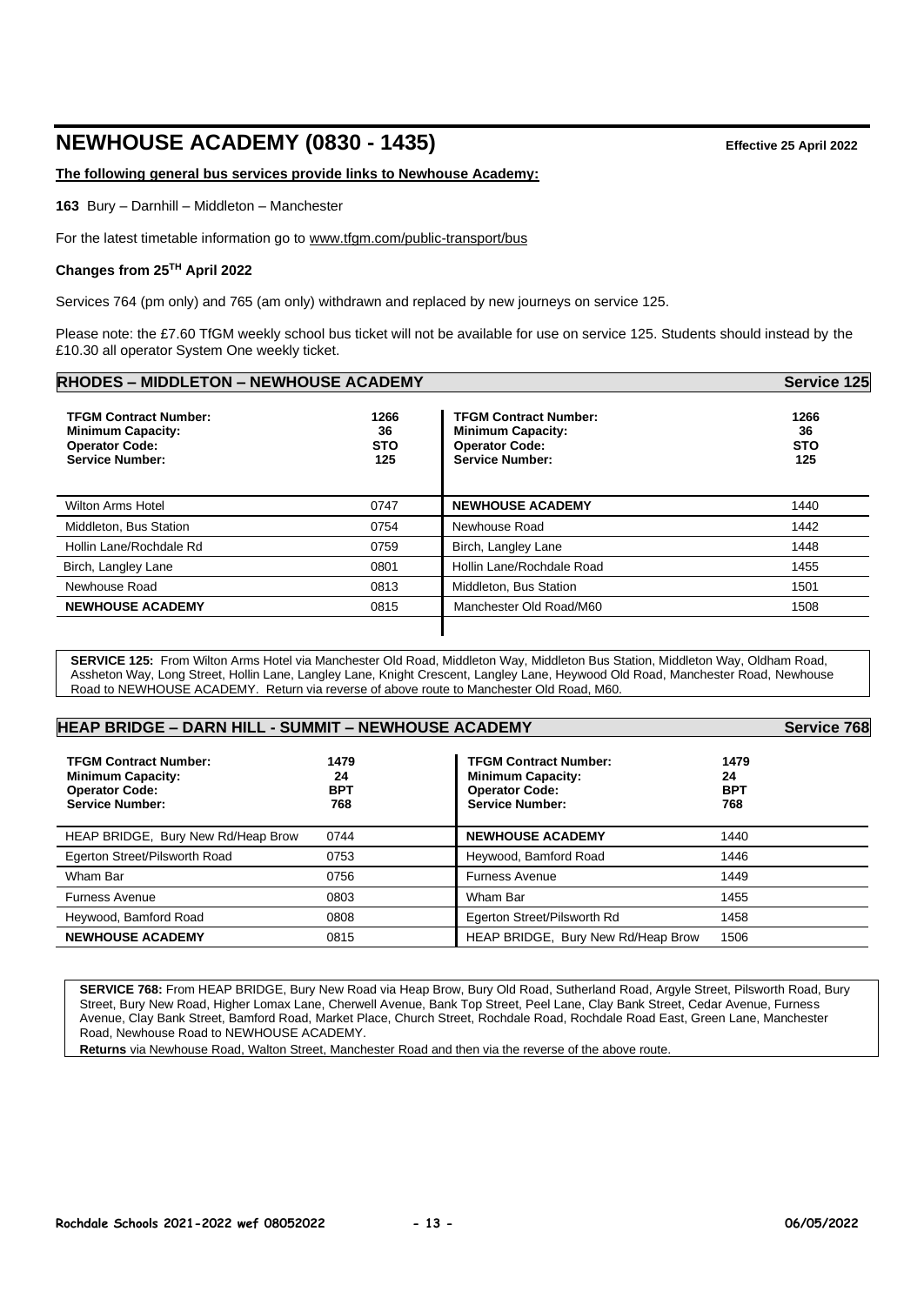# NEWHOUSE ACADEMY (0830 - 1435)

**Effective 25 April 2022**

**The following general bus services provide links to Newhouse Academy:**

**163** Bury – Darnhill – Middleton – Manchester

For the latest timetable information go to www.tfgm.com/public-transport/bus

**Changes from 25TH April 2022**

Services 764 (pm only) and 765 (am only) withdrawn and replaced by new journeys on service 125.

Please note: the £7.60 TfGM weekly school bus ticket will not be available for use on service 125. Students should instead by the £10.30 all operator System One weekly ticket.

## RHODES – MIDDLETON – NEWHOUSE ACADEMY — Service 125

| **TFGM Contract Number:** | **1266** | **TFGM Contract Number:** | **1266** |
|---|---|---|---|
| **Minimum Capacity:** | **36** | **Minimum Capacity:** | **36** |
| **Operator Code:** | **STO** | **Operator Code:** | **STO** |
| **Service Number:** | **125** | **Service Number:** | **125** |
| Wilton Arms Hotel | 0747 | **NEWHOUSE ACADEMY** | 1440 |
| Middleton, Bus Station | 0754 | Newhouse Road | 1442 |
| Hollin Lane/Rochdale Rd | 0759 | Birch, Langley Lane | 1448 |
| Birch, Langley Lane | 0801 | Hollin Lane/Rochdale Road | 1455 |
| Newhouse Road | 0813 | Middleton, Bus Station | 1501 |
| **NEWHOUSE ACADEMY** | 0815 | Manchester Old Road/M60 | 1508 |

**SERVICE 125:** From Wilton Arms Hotel via Manchester Old Road, Middleton Way, Middleton Bus Station, Middleton Way, Oldham Road, Assheton Way, Long Street, Hollin Lane, Langley Lane, Knight Crescent, Langley Lane, Heywood Old Road, Manchester Road, Newhouse Road to NEWHOUSE ACADEMY. Return via reverse of above route to Manchester Old Road, M60.

## HEAP BRIDGE – DARN HILL - SUMMIT – NEWHOUSE ACADEMY — Service 768

| **TFGM Contract Number:** | **1479** | **TFGM Contract Number:** | **1479** |
|---|---|---|---|
| **Minimum Capacity:** | **24** | **Minimum Capacity:** | **24** |
| **Operator Code:** | **BPT** | **Operator Code:** | **BPT** |
| **Service Number:** | **768** | **Service Number:** | **768** |
| HEAP BRIDGE, Bury New Rd/Heap Brow | 0744 | **NEWHOUSE ACADEMY** | 1440 |
| Egerton Street/Pilsworth Road | 0753 | Heywood, Bamford Road | 1446 |
| Wham Bar | 0756 | Furness Avenue | 1449 |
| Furness Avenue | 0803 | Wham Bar | 1455 |
| Heywood, Bamford Road | 0808 | Egerton Street/Pilsworth Rd | 1458 |
| **NEWHOUSE ACADEMY** | 0815 | HEAP BRIDGE, Bury New Rd/Heap Brow | 1506 |

**SERVICE 768:** From HEAP BRIDGE, Bury New Road via Heap Brow, Bury Old Road, Sutherland Road, Argyle Street, Pilsworth Road, Bury Street, Bury New Road, Higher Lomax Lane, Cherwell Avenue, Bank Top Street, Peel Lane, Clay Bank Street, Cedar Avenue, Furness Avenue, Clay Bank Street, Bamford Road, Market Place, Church Street, Rochdale Road, Rochdale Road East, Green Lane, Manchester Road, Newhouse Road to NEWHOUSE ACADEMY.

**Returns** via Newhouse Road, Walton Street, Manchester Road and then via the reverse of the above route.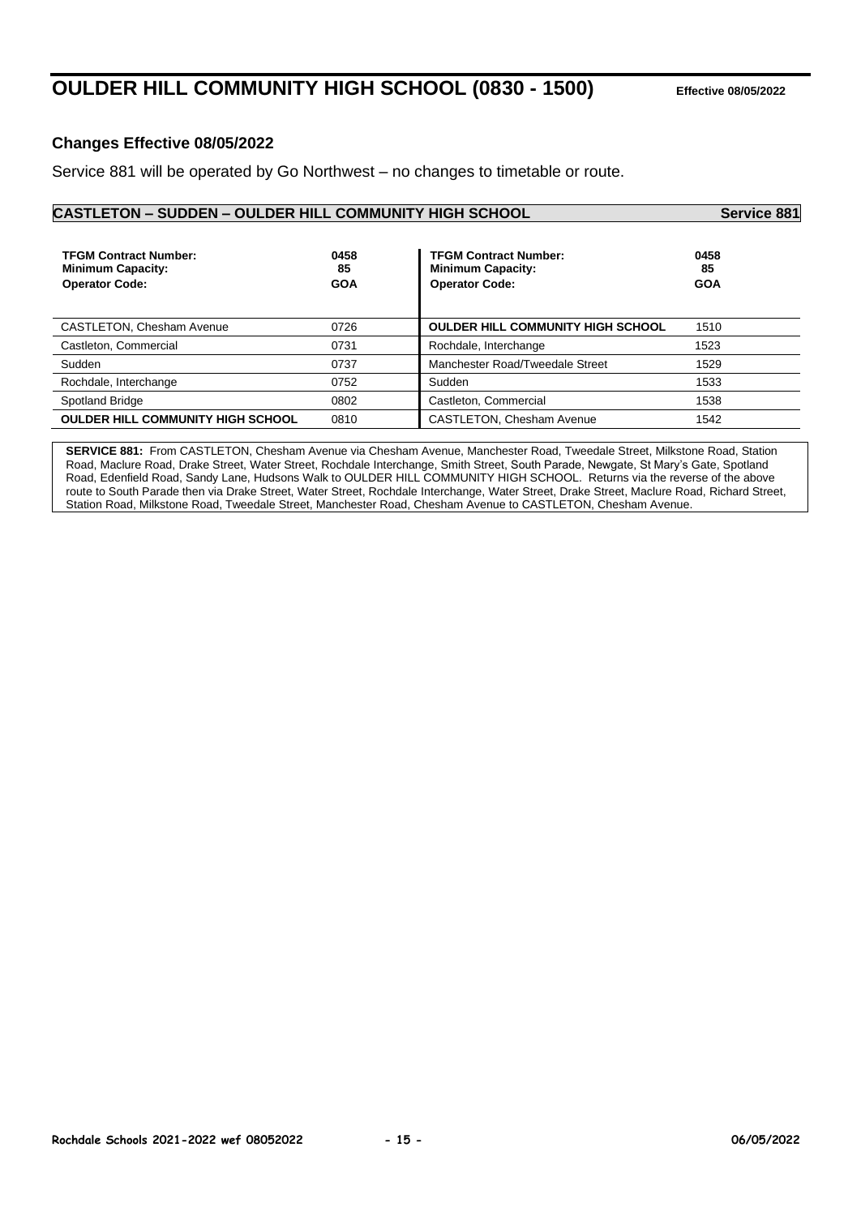# OULDER HILL COMMUNITY HIGH SCHOOL (0830 - 1500)

**Effective 08/05/2022**

### Changes Effective 08/05/2022

Service 881 will be operated by Go Northwest – no changes to timetable or route.

## CASTLETON – SUDDEN – OULDER HILL COMMUNITY HIGH SCHOOL — Service 881

| **TFGM Contract Number:**<br>**Minimum Capacity:**<br>**Operator Code:** | **0458**<br>**85**<br>**GOA** | **TFGM Contract Number:**<br>**Minimum Capacity:**<br>**Operator Code:** | **0458**<br>**85**<br>**GOA** |
|---|---|---|---|
| CASTLETON, Chesham Avenue | 0726 | **OULDER HILL COMMUNITY HIGH SCHOOL** | 1510 |
| Castleton, Commercial | 0731 | Rochdale, Interchange | 1523 |
| Sudden | 0737 | Manchester Road/Tweedale Street | 1529 |
| Rochdale, Interchange | 0752 | Sudden | 1533 |
| Spotland Bridge | 0802 | Castleton, Commercial | 1538 |
| **OULDER HILL COMMUNITY HIGH SCHOOL** | 0810 | CASTLETON, Chesham Avenue | 1542 |

**SERVICE 881:** From CASTLETON, Chesham Avenue via Chesham Avenue, Manchester Road, Tweedale Street, Milkstone Road, Station Road, Maclure Road, Drake Street, Water Street, Rochdale Interchange, Smith Street, South Parade, Newgate, St Mary's Gate, Spotland Road, Edenfield Road, Sandy Lane, Hudsons Walk to OULDER HILL COMMUNITY HIGH SCHOOL. Returns via the reverse of the above route to South Parade then via Drake Street, Water Street, Rochdale Interchange, Water Street, Drake Street, Maclure Road, Richard Street, Station Road, Milkstone Road, Tweedale Street, Manchester Road, Chesham Avenue to CASTLETON, Chesham Avenue.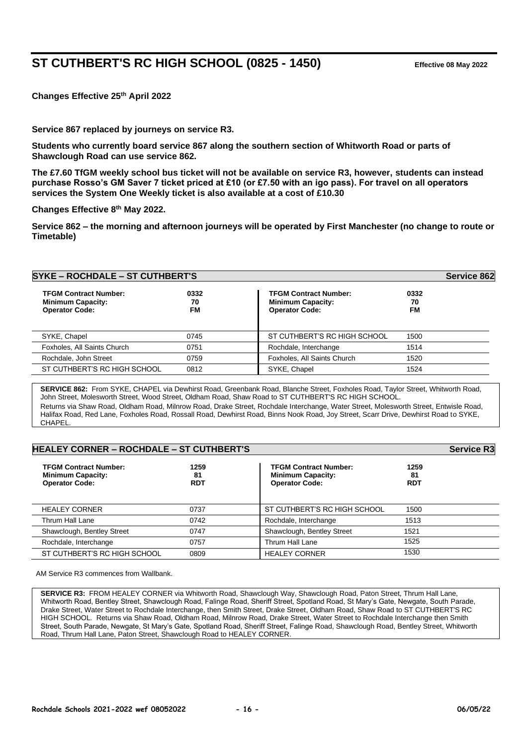# ST CUTHBERT'S RC HIGH SCHOOL (0825 - 1450)

**Effective 08 May 2022**

**Changes Effective 25th April 2022**

**Service 867 replaced by journeys on service R3.**

**Students who currently board service 867 along the southern section of Whitworth Road or parts of Shawclough Road can use service 862.**

**The £7.60 TfGM weekly school bus ticket will not be available on service R3, however, students can instead purchase Rosso's GM Saver 7 ticket priced at £10 (or £7.50 with an igo pass). For travel on all operators services the System One Weekly ticket is also available at a cost of £10.30**

**Changes Effective 8th May 2022.**

**Service 862 – the morning and afternoon journeys will be operated by First Manchester (no change to route or Timetable)**

## SYKE – ROCHDALE – ST CUTHBERT'S — Service 862

| **TFGM Contract Number:** | **0332** | **TFGM Contract Number:** | **0332** |
|---|---|---|---|
| **Minimum Capacity:** | **70** | **Minimum Capacity:** | **70** |
| **Operator Code:** | **FM** | **Operator Code:** | **FM** |
| SYKE, Chapel | 0745 | ST CUTHBERT'S RC HIGH SCHOOL | 1500 |
| Foxholes, All Saints Church | 0751 | Rochdale, Interchange | 1514 |
| Rochdale, John Street | 0759 | Foxholes, All Saints Church | 1520 |
| ST CUTHBERT'S RC HIGH SCHOOL | 0812 | SYKE, Chapel | 1524 |

**SERVICE 862:** From SYKE, CHAPEL via Dewhirst Road, Greenbank Road, Blanche Street, Foxholes Road, Taylor Street, Whitworth Road, John Street, Molesworth Street, Wood Street, Oldham Road, Shaw Road to ST CUTHBERT'S RC HIGH SCHOOL.
Returns via Shaw Road, Oldham Road, Milnrow Road, Drake Street, Rochdale Interchange, Water Street, Molesworth Street, Entwisle Road, Halifax Road, Red Lane, Foxholes Road, Rossall Road, Dewhirst Road, Binns Nook Road, Joy Street, Scarr Drive, Dewhirst Road to SYKE, CHAPEL.

## HEALEY CORNER – ROCHDALE – ST CUTHBERT'S — Service R3

| **TFGM Contract Number:** | **1259** | **TFGM Contract Number:** | **1259** |
|---|---|---|---|
| **Minimum Capacity:** | **81** | **Minimum Capacity:** | **81** |
| **Operator Code:** | **RDT** | **Operator Code:** | **RDT** |
| HEALEY CORNER | 0737 | ST CUTHBERT'S RC HIGH SCHOOL | 1500 |
| Thrum Hall Lane | 0742 | Rochdale, Interchange | 1513 |
| Shawclough, Bentley Street | 0747 | Shawclough, Bentley Street | 1521 |
| Rochdale, Interchange | 0757 | Thrum Hall Lane | 1525 |
| ST CUTHBERT'S RC HIGH SCHOOL | 0809 | HEALEY CORNER | 1530 |

AM Service R3 commences from Wallbank.

**SERVICE R3:** FROM HEALEY CORNER via Whitworth Road, Shawclough Way, Shawclough Road, Paton Street, Thrum Hall Lane, Whitworth Road, Bentley Street, Shawclough Road, Falinge Road, Sheriff Street, Spotland Road, St Mary's Gate, Newgate, South Parade, Drake Street, Water Street to Rochdale Interchange, then Smith Street, Drake Street, Oldham Road, Shaw Road to ST CUTHBERT'S RC HIGH SCHOOL. Returns via Shaw Road, Oldham Road, Milnrow Road, Drake Street, Water Street to Rochdale Interchange then Smith Street, South Parade, Newgate, St Mary's Gate, Spotland Road, Sheriff Street, Falinge Road, Shawclough Road, Bentley Street, Whitworth Road, Thrum Hall Lane, Paton Street, Shawclough Road to HEALEY CORNER.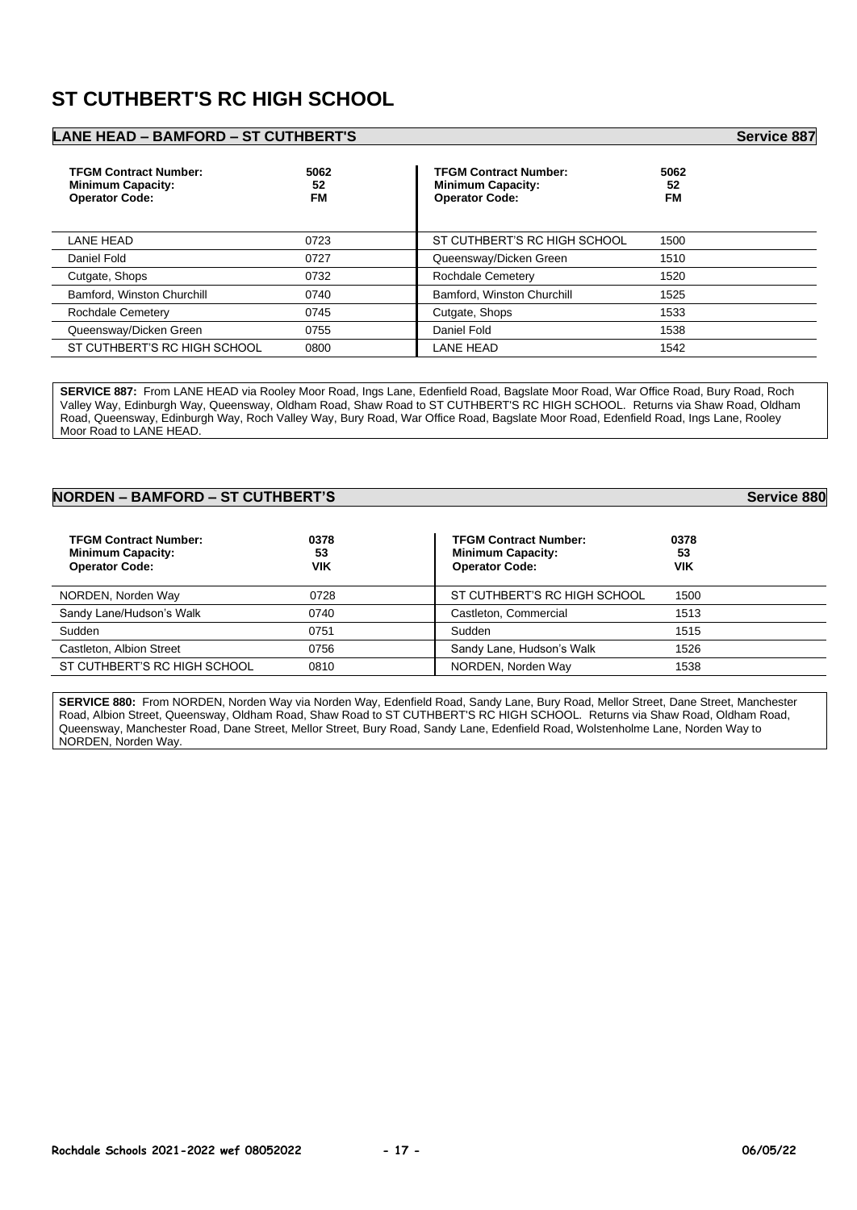# ST CUTHBERT'S RC HIGH SCHOOL

## LANE HEAD – BAMFORD – ST CUTHBERT'S — Service 887

| TFGM Contract Number: | 5062 | TFGM Contract Number: | 5062 |
|---|---|---|---|
| Minimum Capacity: | 52 | Minimum Capacity: | 52 |
| Operator Code: | FM | Operator Code: | FM |
| LANE HEAD | 0723 | ST CUTHBERT'S RC HIGH SCHOOL | 1500 |
| Daniel Fold | 0727 | Queensway/Dicken Green | 1510 |
| Cutgate, Shops | 0732 | Rochdale Cemetery | 1520 |
| Bamford, Winston Churchill | 0740 | Bamford, Winston Churchill | 1525 |
| Rochdale Cemetery | 0745 | Cutgate, Shops | 1533 |
| Queensway/Dicken Green | 0755 | Daniel Fold | 1538 |
| ST CUTHBERT'S RC HIGH SCHOOL | 0800 | LANE HEAD | 1542 |

**SERVICE 887:** From LANE HEAD via Rooley Moor Road, Ings Lane, Edenfield Road, Bagslate Moor Road, War Office Road, Bury Road, Roch Valley Way, Edinburgh Way, Queensway, Oldham Road, Shaw Road to ST CUTHBERT'S RC HIGH SCHOOL. Returns via Shaw Road, Oldham Road, Queensway, Edinburgh Way, Roch Valley Way, Bury Road, War Office Road, Bagslate Moor Road, Edenfield Road, Ings Lane, Rooley Moor Road to LANE HEAD.

## NORDEN – BAMFORD – ST CUTHBERT'S — Service 880

| TFGM Contract Number: | 0378 | TFGM Contract Number: | 0378 |
|---|---|---|---|
| Minimum Capacity: | 53 | Minimum Capacity: | 53 |
| Operator Code: | VIK | Operator Code: | VIK |
| NORDEN, Norden Way | 0728 | ST CUTHBERT'S RC HIGH SCHOOL | 1500 |
| Sandy Lane/Hudson's Walk | 0740 | Castleton, Commercial | 1513 |
| Sudden | 0751 | Sudden | 1515 |
| Castleton, Albion Street | 0756 | Sandy Lane, Hudson's Walk | 1526 |
| ST CUTHBERT'S RC HIGH SCHOOL | 0810 | NORDEN, Norden Way | 1538 |

**SERVICE 880:** From NORDEN, Norden Way via Norden Way, Edenfield Road, Sandy Lane, Bury Road, Mellor Street, Dane Street, Manchester Road, Albion Street, Queensway, Oldham Road, Shaw Road to ST CUTHBERT'S RC HIGH SCHOOL. Returns via Shaw Road, Oldham Road, Queensway, Manchester Road, Dane Street, Mellor Street, Bury Road, Sandy Lane, Edenfield Road, Wolstenholme Lane, Norden Way to NORDEN, Norden Way.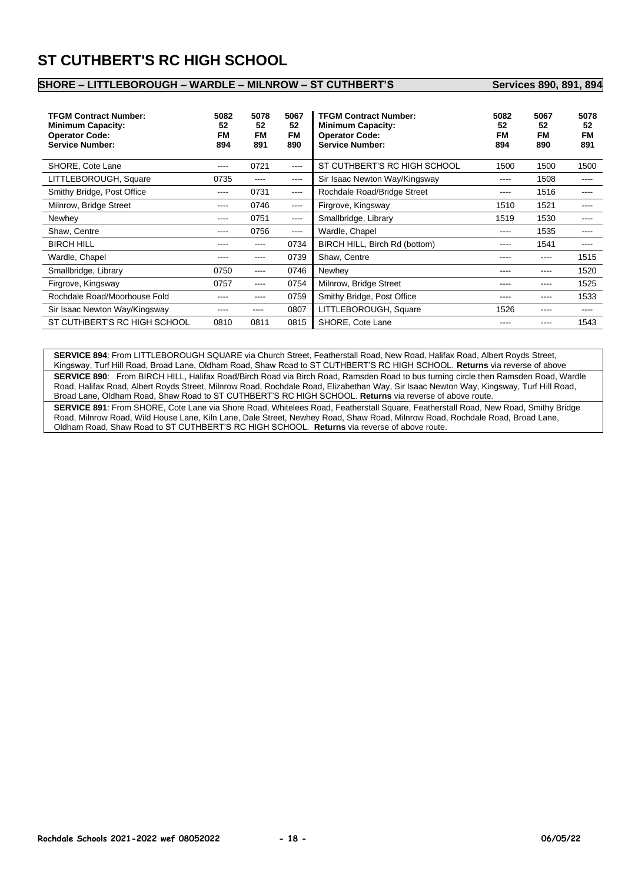# ST CUTHBERT'S RC HIGH SCHOOL

## SHORE – LITTLEBOROUGH – WARDLE – MILNROW – ST CUTHBERT'S — Services 890, 891, 894

| TFGM Contract Number: | 5082 | 5078 | 5067 |
|---|---|---|---|
| **Minimum Capacity:** | 52 | 52 | 52 |
| **Operator Code:** | FM | FM | FM |
| **Service Number:** | 894 | 891 | 890 |
| SHORE, Cote Lane | ---- | 0721 | ---- |
| LITTLEBOROUGH, Square | 0735 | ---- | ---- |
| Smithy Bridge, Post Office | ---- | 0731 | ---- |
| Milnrow, Bridge Street | ---- | 0746 | ---- |
| Newhey | ---- | 0751 | ---- |
| Shaw, Centre | ---- | 0756 | ---- |
| BIRCH HILL | ---- | ---- | 0734 |
| Wardle, Chapel | ---- | ---- | 0739 |
| Smallbridge, Library | 0750 | ---- | 0746 |
| Firgrove, Kingsway | 0757 | ---- | 0754 |
| Rochdale Road/Moorhouse Fold | ---- | ---- | 0759 |
| Sir Isaac Newton Way/Kingsway | ---- | ---- | 0807 |
| ST CUTHBERT'S RC HIGH SCHOOL | 0810 | 0811 | 0815 |

| TFGM Contract Number: | 5082 | 5067 | 5078 |
|---|---|---|---|
| **Minimum Capacity:** | 52 | 52 | 52 |
| **Operator Code:** | FM | FM | FM |
| **Service Number:** | 894 | 890 | 891 |
| ST CUTHBERT'S RC HIGH SCHOOL | 1500 | 1500 | 1500 |
| Sir Isaac Newton Way/Kingsway | ---- | 1508 | ---- |
| Rochdale Road/Bridge Street | ---- | 1516 | ---- |
| Firgrove, Kingsway | 1510 | 1521 | ---- |
| Smallbridge, Library | 1519 | 1530 | ---- |
| Wardle, Chapel | ---- | 1535 | ---- |
| BIRCH HILL, Birch Rd (bottom) | ---- | 1541 | ---- |
| Shaw, Centre | ---- | ---- | 1515 |
| Newhey | ---- | ---- | 1520 |
| Milnrow, Bridge Street | ---- | ---- | 1525 |
| Smithy Bridge, Post Office | ---- | ---- | 1533 |
| LITTLEBOROUGH, Square | 1526 | ---- | ---- |
| SHORE, Cote Lane | ---- | ---- | 1543 |

**SERVICE 894**: From LITTLEBOROUGH SQUARE via Church Street, Featherstall Road, New Road, Halifax Road, Albert Royds Street, Kingsway, Turf Hill Road, Broad Lane, Oldham Road, Shaw Road to ST CUTHBERT'S RC HIGH SCHOOL. **Returns** via reverse of above

**SERVICE 890**: From BIRCH HILL, Halifax Road/Birch Road via Birch Road, Ramsden Road to bus turning circle then Ramsden Road, Wardle Road, Halifax Road, Albert Royds Street, Milnrow Road, Rochdale Road, Elizabethan Way, Sir Isaac Newton Way, Kingsway, Turf Hill Road, Broad Lane, Oldham Road, Shaw Road to ST CUTHBERT'S RC HIGH SCHOOL. **Returns** via reverse of above route.

**SERVICE 891**: From SHORE, Cote Lane via Shore Road, Whitelees Road, Featherstall Square, Featherstall Road, New Road, Smithy Bridge Road, Milnrow Road, Wild House Lane, Kiln Lane, Dale Street, Newhey Road, Shaw Road, Milnrow Road, Rochdale Road, Broad Lane, Oldham Road, Shaw Road to ST CUTHBERT'S RC HIGH SCHOOL. **Returns** via reverse of above route.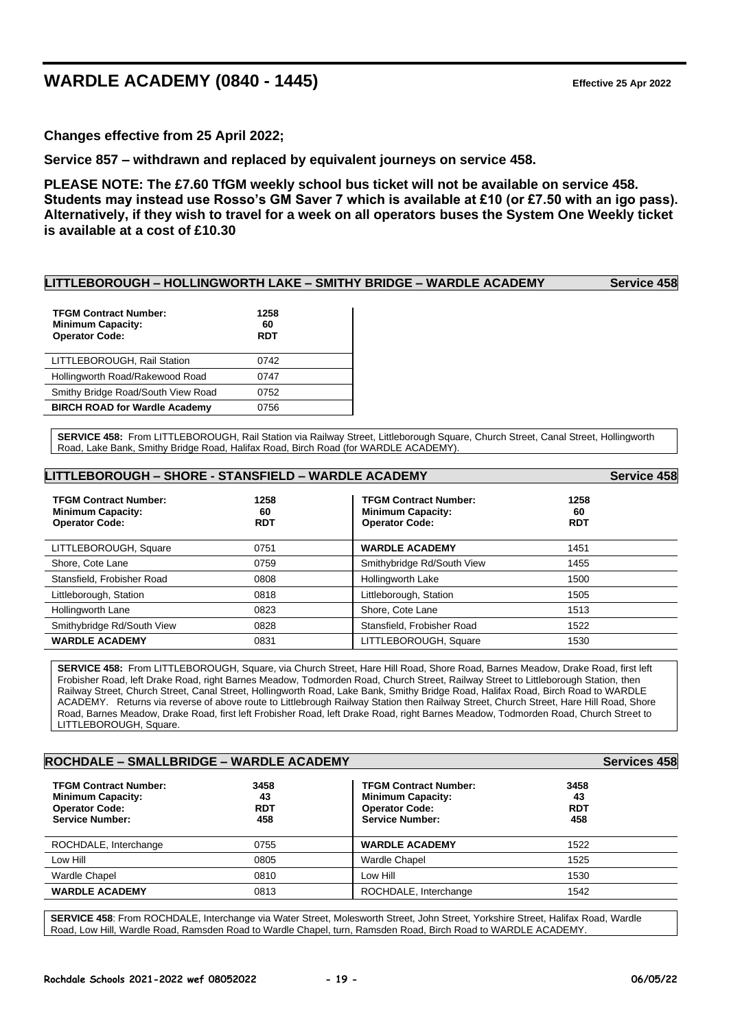# WARDLE ACADEMY (0840 - 1445)

**Effective 25 Apr 2022**

**Changes effective from 25 April 2022;**

**Service 857 – withdrawn and replaced by equivalent journeys on service 458.**

**PLEASE NOTE: The £7.60 TfGM weekly school bus ticket will not be available on service 458. Students may instead use Rosso's GM Saver 7 which is available at £10 (or £7.50 with an igo pass). Alternatively, if they wish to travel for a week on all operators buses the System One Weekly ticket is available at a cost of £10.30**

## LITTLEBOROUGH – HOLLINGWORTH LAKE – SMITHY BRIDGE – WARDLE ACADEMY — Service 458

| **TFGM Contract Number:**<br>**Minimum Capacity:**<br>**Operator Code:** | **1258**<br>**60**<br>**RDT** |
|---|---|
| LITTLEBOROUGH, Rail Station | 0742 |
| Hollingworth Road/Rakewood Road | 0747 |
| Smithy Bridge Road/South View Road | 0752 |
| **BIRCH ROAD for Wardle Academy** | 0756 |

**SERVICE 458:** From LITTLEBOROUGH, Rail Station via Railway Street, Littleborough Square, Church Street, Canal Street, Hollingworth Road, Lake Bank, Smithy Bridge Road, Halifax Road, Birch Road (for WARDLE ACADEMY).

## LITTLEBOROUGH – SHORE - STANSFIELD – WARDLE ACADEMY — Service 458

| **TFGM Contract Number:**<br>**Minimum Capacity:**<br>**Operator Code:** | **1258**<br>**60**<br>**RDT** | **TFGM Contract Number:**<br>**Minimum Capacity:**<br>**Operator Code:** | **1258**<br>**60**<br>**RDT** |
|---|---|---|---|
| LITTLEBOROUGH, Square | 0751 | **WARDLE ACADEMY** | 1451 |
| Shore, Cote Lane | 0759 | Smithybridge Rd/South View | 1455 |
| Stansfield, Frobisher Road | 0808 | Hollingworth Lake | 1500 |
| Littleborough, Station | 0818 | Littleborough, Station | 1505 |
| Hollingworth Lane | 0823 | Shore, Cote Lane | 1513 |
| Smithybridge Rd/South View | 0828 | Stansfield, Frobisher Road | 1522 |
| **WARDLE ACADEMY** | 0831 | LITTLEBOROUGH, Square | 1530 |

**SERVICE 458:** From LITTLEBOROUGH, Square, via Church Street, Hare Hill Road, Shore Road, Barnes Meadow, Drake Road, first left Frobisher Road, left Drake Road, right Barnes Meadow, Todmorden Road, Church Street, Railway Street to Littleborough Station, then Railway Street, Church Street, Canal Street, Hollingworth Road, Lake Bank, Smithy Bridge Road, Halifax Road, Birch Road to WARDLE ACADEMY. Returns via reverse of above route to Littlebrough Railway Station then Railway Street, Church Street, Hare Hill Road, Shore Road, Barnes Meadow, Drake Road, first left Frobisher Road, left Drake Road, right Barnes Meadow, Todmorden Road, Church Street to LITTLEBOROUGH, Square.

## ROCHDALE – SMALLBRIDGE – WARDLE ACADEMY — Services 458

| **TFGM Contract Number:**<br>**Minimum Capacity:**<br>**Operator Code:**<br>**Service Number:** | **3458**<br>**43**<br>**RDT**<br>**458** | **TFGM Contract Number:**<br>**Minimum Capacity:**<br>**Operator Code:**<br>**Service Number:** | **3458**<br>**43**<br>**RDT**<br>**458** |
|---|---|---|---|
| ROCHDALE, Interchange | 0755 | **WARDLE ACADEMY** | 1522 |
| Low Hill | 0805 | Wardle Chapel | 1525 |
| Wardle Chapel | 0810 | Low Hill | 1530 |
| **WARDLE ACADEMY** | 0813 | ROCHDALE, Interchange | 1542 |

**SERVICE 458**: From ROCHDALE, Interchange via Water Street, Molesworth Street, John Street, Yorkshire Street, Halifax Road, Wardle Road, Low Hill, Wardle Road, Ramsden Road to Wardle Chapel, turn, Ramsden Road, Birch Road to WARDLE ACADEMY.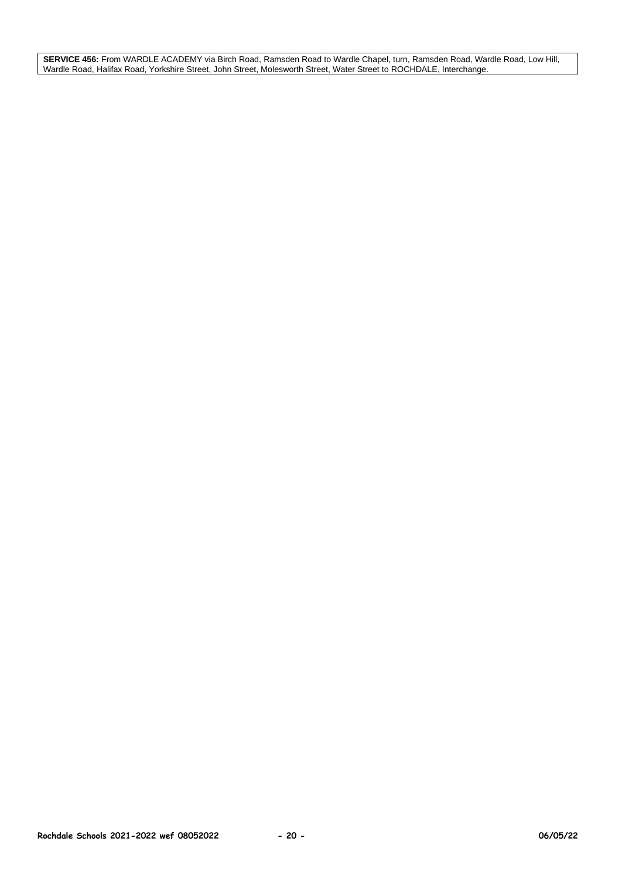**SERVICE 456:** From WARDLE ACADEMY via Birch Road, Ramsden Road to Wardle Chapel, turn, Ramsden Road, Wardle Road, Low Hill, Wardle Road, Halifax Road, Yorkshire Street, John Street, Molesworth Street, Water Street to ROCHDALE, Interchange.